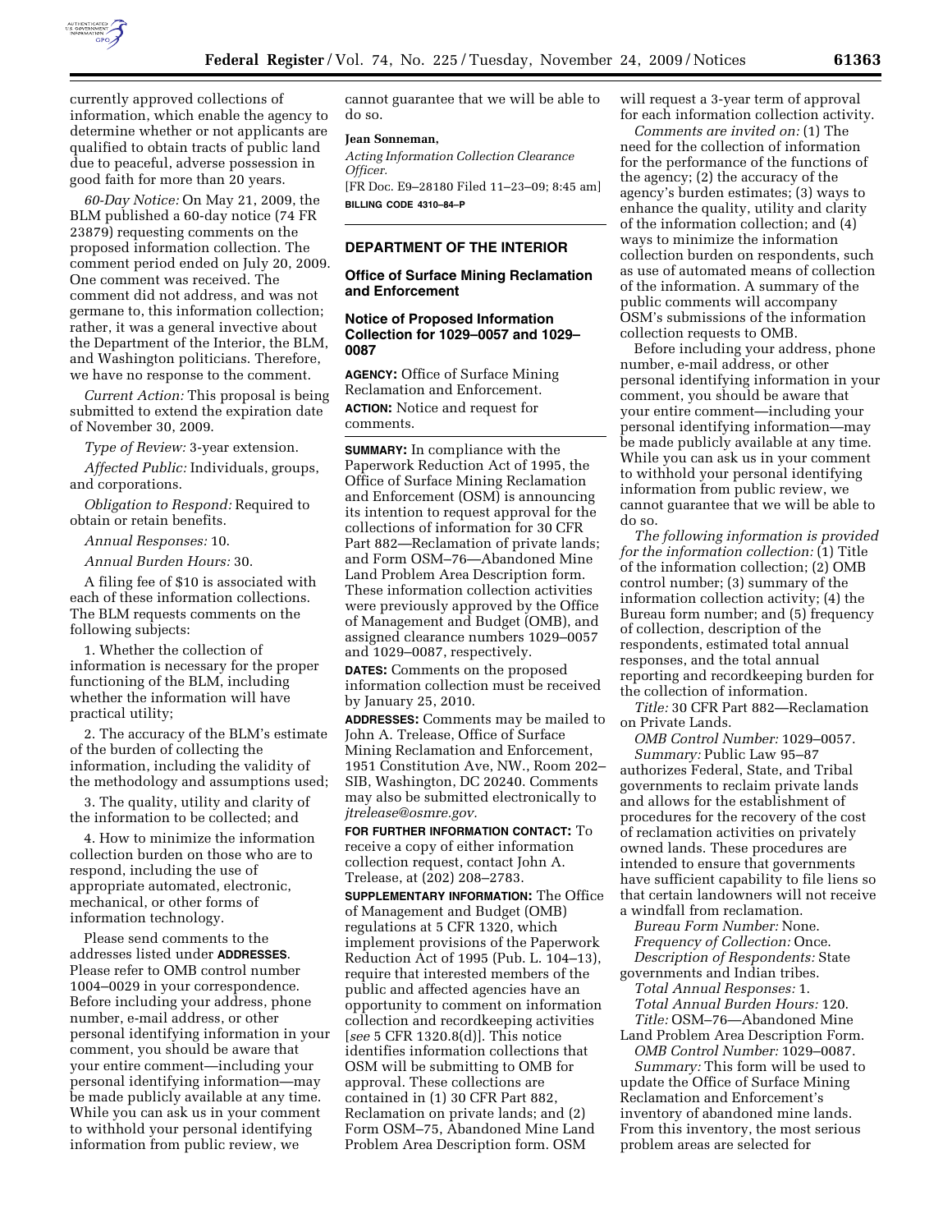currently approved collections of information, which enable the agency to determine whether or not applicants are qualified to obtain tracts of public land due to peaceful, adverse possession in good faith for more than 20 years.

*60-Day Notice:* On May 21, 2009, the BLM published a 60-day notice (74 FR 23879) requesting comments on the proposed information collection. The comment period ended on July 20, 2009. One comment was received. The comment did not address, and was not germane to, this information collection; rather, it was a general invective about the Department of the Interior, the BLM, and Washington politicians. Therefore, we have no response to the comment.

*Current Action:* This proposal is being submitted to extend the expiration date of November 30, 2009.

*Type of Review:* 3-year extension.

*Affected Public:* Individuals, groups, and corporations.

*Obligation to Respond:* Required to obtain or retain benefits.

*Annual Responses:* 10.

*Annual Burden Hours:* 30.

A filing fee of $10 is associated with each of these information collections. The BLM requests comments on the following subjects:

1. Whether the collection of information is necessary for the proper functioning of the BLM, including whether the information will have practical utility;

2. The accuracy of the BLM's estimate of the burden of collecting the information, including the validity of the methodology and assumptions used;

3. The quality, utility and clarity of the information to be collected; and

4. How to minimize the information collection burden on those who are to respond, including the use of appropriate automated, electronic, mechanical, or other forms of information technology.

Please send comments to the addresses listed under **ADDRESSES**. Please refer to OMB control number 1004–0029 in your correspondence. Before including your address, phone number, e-mail address, or other personal identifying information in your comment, you should be aware that your entire comment—including your personal identifying information—may be made publicly available at any time. While you can ask us in your comment to withhold your personal identifying information from public review, we cannot guarantee that we will be able to do so.

**Jean Sonneman,**

*Acting Information Collection Clearance Officer.*

[FR Doc. E9–28180 Filed 11–23–09; 8:45 am]

**BILLING CODE 4310–84–P**

---

## DEPARTMENT OF THE INTERIOR

### Office of Surface Mining Reclamation and Enforcement

### Notice of Proposed Information Collection for 1029–0057 and 1029–0087

**AGENCY:** Office of Surface Mining Reclamation and Enforcement.

**ACTION:** Notice and request for comments.

**SUMMARY:** In compliance with the Paperwork Reduction Act of 1995, the Office of Surface Mining Reclamation and Enforcement (OSM) is announcing its intention to request approval for the collections of information for 30 CFR Part 882—Reclamation of private lands; and Form OSM–76—Abandoned Mine Land Problem Area Description form. These information collection activities were previously approved by the Office of Management and Budget (OMB), and assigned clearance numbers 1029–0057 and 1029–0087, respectively.

**DATES:** Comments on the proposed information collection must be received by January 25, 2010.

**ADDRESSES:** Comments may be mailed to John A. Trelease, Office of Surface Mining Reclamation and Enforcement, 1951 Constitution Ave, NW., Room 202–SIB, Washington, DC 20240. Comments may also be submitted electronically to *jtrelease@osmre.gov.*

**FOR FURTHER INFORMATION CONTACT:** To receive a copy of either information collection request, contact John A. Trelease, at (202) 208–2783.

**SUPPLEMENTARY INFORMATION:** The Office of Management and Budget (OMB) regulations at 5 CFR 1320, which implement provisions of the Paperwork Reduction Act of 1995 (Pub. L. 104–13), require that interested members of the public and affected agencies have an opportunity to comment on information collection and recordkeeping activities [*see* 5 CFR 1320.8(d)]. This notice identifies information collections that OSM will be submitting to OMB for approval. These collections are contained in (1) 30 CFR Part 882, Reclamation on private lands; and (2) Form OSM–75, Abandoned Mine Land Problem Area Description form. OSM will request a 3-year term of approval for each information collection activity.

*Comments are invited on:* (1) The need for the collection of information for the performance of the functions of the agency; (2) the accuracy of the agency's burden estimates; (3) ways to enhance the quality, utility and clarity of the information collection; and (4) ways to minimize the information collection burden on respondents, such as use of automated means of collection of the information. A summary of the public comments will accompany OSM's submissions of the information collection requests to OMB.

Before including your address, phone number, e-mail address, or other personal identifying information in your comment, you should be aware that your entire comment—including your personal identifying information—may be made publicly available at any time. While you can ask us in your comment to withhold your personal identifying information from public review, we cannot guarantee that we will be able to do so.

*The following information is provided for the information collection:* (1) Title of the information collection; (2) OMB control number; (3) summary of the information collection activity; (4) the Bureau form number; and (5) frequency of collection, description of the respondents, estimated total annual responses, and the total annual reporting and recordkeeping burden for the collection of information.

*Title:* 30 CFR Part 882—Reclamation on Private Lands.

*OMB Control Number:* 1029–0057.

*Summary:* Public Law 95–87 authorizes Federal, State, and Tribal governments to reclaim private lands and allows for the establishment of procedures for the recovery of the cost of reclamation activities on privately owned lands. These procedures are intended to ensure that governments have sufficient capability to file liens so that certain landowners will not receive a windfall from reclamation.

*Bureau Form Number:* None.

*Frequency of Collection:* Once.

*Description of Respondents:* State governments and Indian tribes.

*Total Annual Responses:* 1.

*Total Annual Burden Hours:* 120.

*Title:* OSM–76—Abandoned Mine Land Problem Area Description Form.

*OMB Control Number:* 1029–0087.

*Summary:* This form will be used to update the Office of Surface Mining Reclamation and Enforcement's inventory of abandoned mine lands. From this inventory, the most serious problem areas are selected for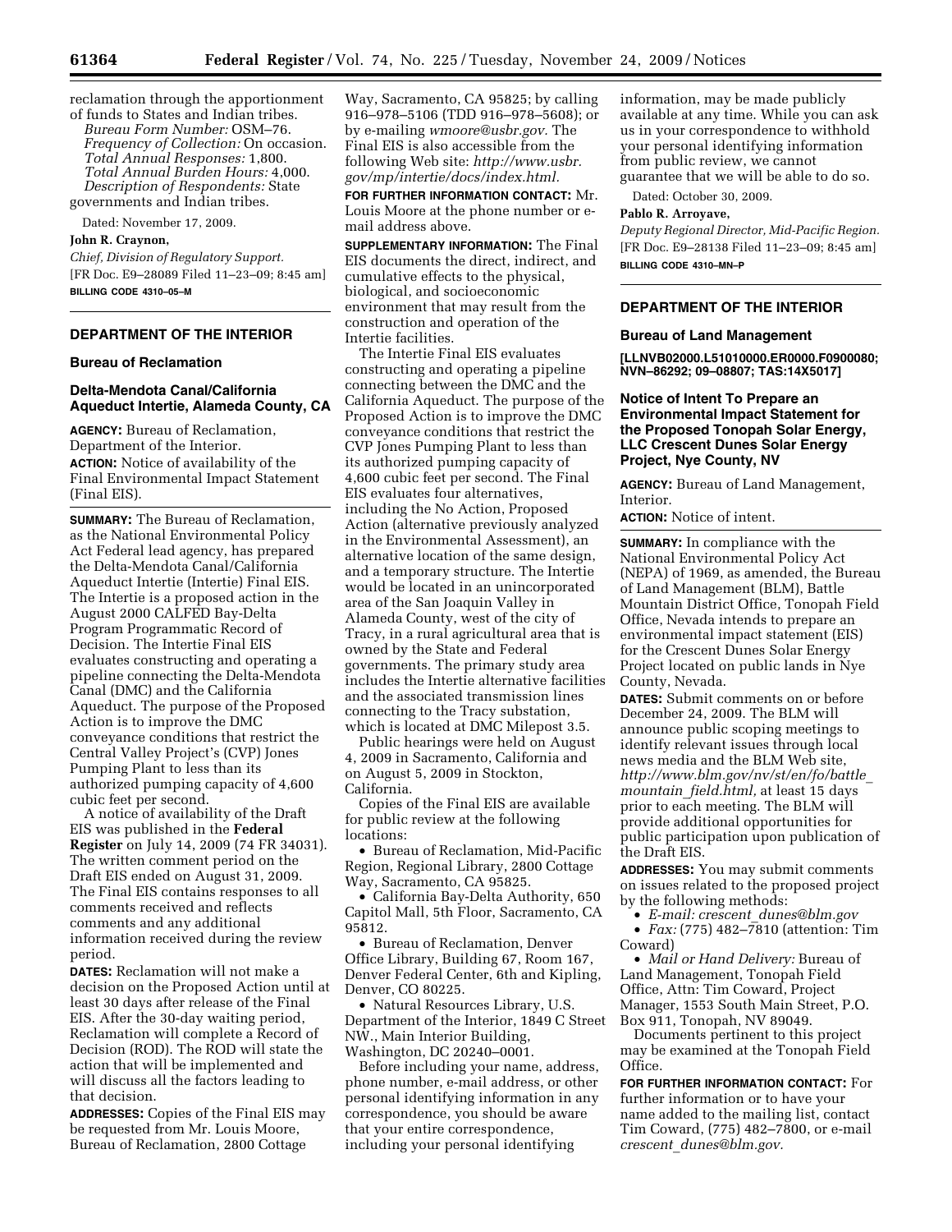reclamation through the apportionment of funds to States and Indian tribes.

*Bureau Form Number:* OSM–76.
*Frequency of Collection:* On occasion.
*Total Annual Responses:* 1,800.
*Total Annual Burden Hours:* 4,000.
*Description of Respondents:* State governments and Indian tribes.

Dated: November 17, 2009.

**John R. Craynon,**

*Chief, Division of Regulatory Support.*

[FR Doc. E9–28089 Filed 11–23–09; 8:45 am]

**BILLING CODE 4310–05–M**

---

## DEPARTMENT OF THE INTERIOR

### Bureau of Reclamation

### Delta-Mendota Canal/California Aqueduct Intertie, Alameda County, CA

**AGENCY:** Bureau of Reclamation, Department of the Interior.

**ACTION:** Notice of availability of the Final Environmental Impact Statement (Final EIS).

**SUMMARY:** The Bureau of Reclamation, as the National Environmental Policy Act Federal lead agency, has prepared the Delta-Mendota Canal/California Aqueduct Intertie (Intertie) Final EIS. The Intertie is a proposed action in the August 2000 CALFED Bay-Delta Program Programmatic Record of Decision. The Intertie Final EIS evaluates constructing and operating a pipeline connecting the Delta-Mendota Canal (DMC) and the California Aqueduct. The purpose of the Proposed Action is to improve the DMC conveyance conditions that restrict the Central Valley Project's (CVP) Jones Pumping Plant to less than its authorized pumping capacity of 4,600 cubic feet per second.

A notice of availability of the Draft EIS was published in the **Federal Register** on July 14, 2009 (74 FR 34031). The written comment period on the Draft EIS ended on August 31, 2009. The Final EIS contains responses to all comments received and reflects comments and any additional information received during the review period.

**DATES:** Reclamation will not make a decision on the Proposed Action until at least 30 days after release of the Final EIS. After the 30-day waiting period, Reclamation will complete a Record of Decision (ROD). The ROD will state the action that will be implemented and will discuss all the factors leading to that decision.

**ADDRESSES:** Copies of the Final EIS may be requested from Mr. Louis Moore, Bureau of Reclamation, 2800 Cottage Way, Sacramento, CA 95825; by calling 916–978–5106 (TDD 916–978–5608); or by e-mailing *wmoore@usbr.gov.* The Final EIS is also accessible from the following Web site: *http://www.usbr.gov/mp/intertie/docs/index.html.*

**FOR FURTHER INFORMATION CONTACT:** Mr. Louis Moore at the phone number or e-mail address above.

**SUPPLEMENTARY INFORMATION:** The Final EIS documents the direct, indirect, and cumulative effects to the physical, biological, and socioeconomic environment that may result from the construction and operation of the Intertie facilities.

The Intertie Final EIS evaluates constructing and operating a pipeline connecting between the DMC and the California Aqueduct. The purpose of the Proposed Action is to improve the DMC conveyance conditions that restrict the CVP Jones Pumping Plant to less than its authorized pumping capacity of 4,600 cubic feet per second. The Final EIS evaluates four alternatives, including the No Action, Proposed Action (alternative previously analyzed in the Environmental Assessment), an alternative location of the same design, and a temporary structure. The Intertie would be located in an unincorporated area of the San Joaquin Valley in Alameda County, west of the city of Tracy, in a rural agricultural area that is owned by the State and Federal governments. The primary study area includes the Intertie alternative facilities and the associated transmission lines connecting to the Tracy substation, which is located at DMC Milepost 3.5.

Public hearings were held on August 4, 2009 in Sacramento, California and on August 5, 2009 in Stockton, California.

Copies of the Final EIS are available for public review at the following locations:

- Bureau of Reclamation, Mid-Pacific Region, Regional Library, 2800 Cottage Way, Sacramento, CA 95825.
- California Bay-Delta Authority, 650 Capitol Mall, 5th Floor, Sacramento, CA 95812.
- Bureau of Reclamation, Denver Office Library, Building 67, Room 167, Denver Federal Center, 6th and Kipling, Denver, CO 80225.
- Natural Resources Library, U.S. Department of the Interior, 1849 C Street NW., Main Interior Building, Washington, DC 20240–0001.

Before including your name, address, phone number, e-mail address, or other personal identifying information in any correspondence, you should be aware that your entire correspondence, including your personal identifying information, may be made publicly available at any time. While you can ask us in your correspondence to withhold your personal identifying information from public review, we cannot guarantee that we will be able to do so.

Dated: October 30, 2009.

**Pablo R. Arroyave,**

*Deputy Regional Director, Mid-Pacific Region.*

[FR Doc. E9–28138 Filed 11–23–09; 8:45 am]

**BILLING CODE 4310–MN–P**

---

## DEPARTMENT OF THE INTERIOR

### Bureau of Land Management

**[LLNVB02000.L51010000.ER0000.F0900080; NVN–86292; 09–08807; TAS:14X5017]**

### Notice of Intent To Prepare an Environmental Impact Statement for the Proposed Tonopah Solar Energy, LLC Crescent Dunes Solar Energy Project, Nye County, NV

**AGENCY:** Bureau of Land Management, Interior.

**ACTION:** Notice of intent.

**SUMMARY:** In compliance with the National Environmental Policy Act (NEPA) of 1969, as amended, the Bureau of Land Management (BLM), Battle Mountain District Office, Tonopah Field Office, Nevada intends to prepare an environmental impact statement (EIS) for the Crescent Dunes Solar Energy Project located on public lands in Nye County, Nevada.

**DATES:** Submit comments on or before December 24, 2009. The BLM will announce public scoping meetings to identify relevant issues through local news media and the BLM Web site, *http://www.blm.gov/nv/st/en/fo/battle_mountain_field.html,* at least 15 days prior to each meeting. The BLM will provide additional opportunities for public participation upon publication of the Draft EIS.

**ADDRESSES:** You may submit comments on issues related to the proposed project by the following methods:

- *E-mail: crescent_dunes@blm.gov*
- *Fax:* (775) 482–7810 (attention: Tim Coward)
- *Mail or Hand Delivery:* Bureau of Land Management, Tonopah Field Office, Attn: Tim Coward, Project Manager, 1553 South Main Street, P.O. Box 911, Tonopah, NV 89049.

Documents pertinent to this project may be examined at the Tonopah Field Office.

**FOR FURTHER INFORMATION CONTACT:** For further information or to have your name added to the mailing list, contact Tim Coward, (775) 482–7800, or e-mail *crescent_dunes@blm.gov.*